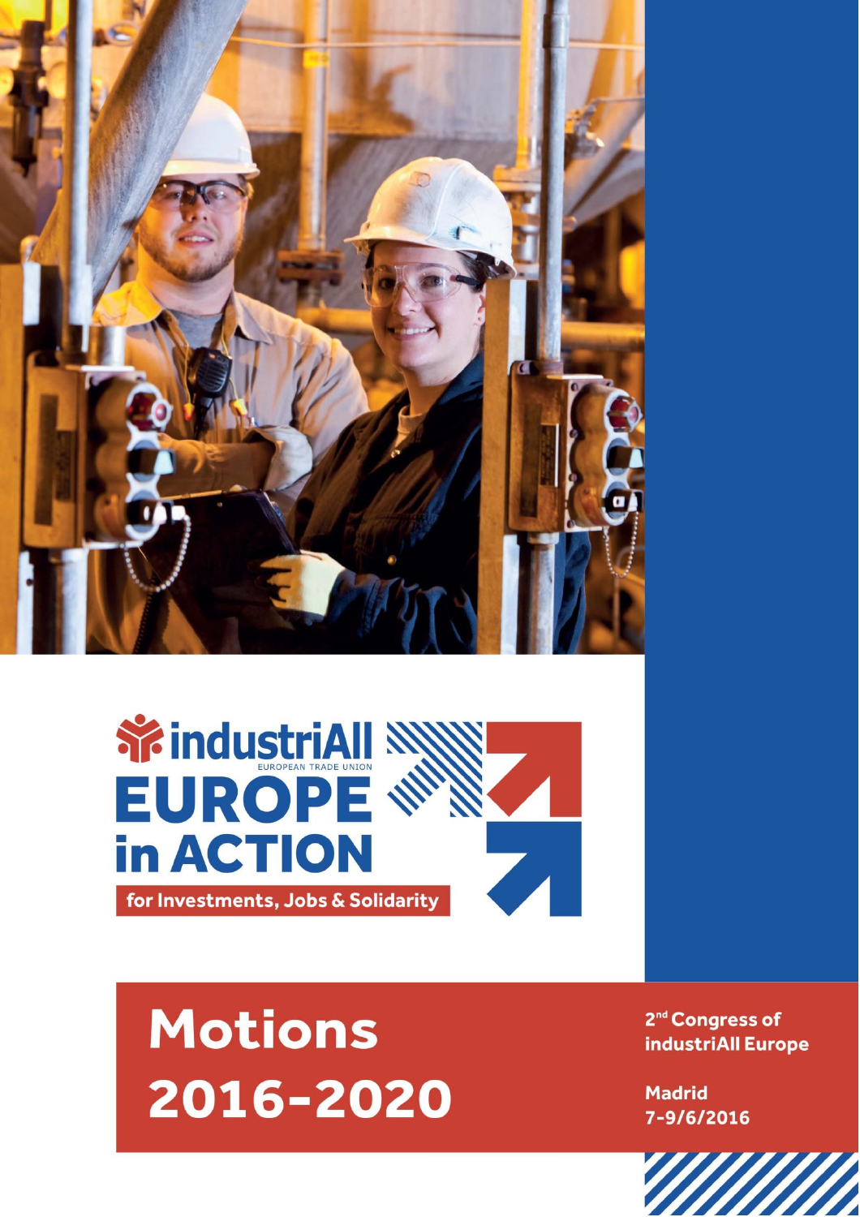industriAll
EUROPEAN TRADE UNION

# EUROPE in ACTION

for Investments, Jobs & Solidarity

# Motions 2016-2020

**2nd Congress of industriAll Europe**

**Madrid 7-9/6/2016**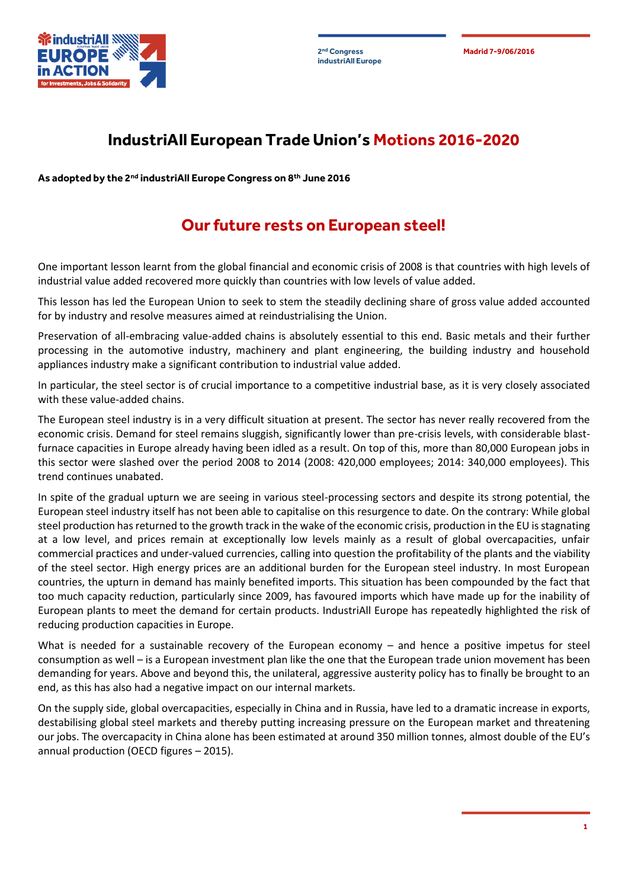# IndustriAll European Trade Union's Motions 2016-2020

**As adopted by the 2[nd] industriAll Europe Congress on 8[th] June 2016**

## Our future rests on European steel!

One important lesson learnt from the global financial and economic crisis of 2008 is that countries with high levels of industrial value added recovered more quickly than countries with low levels of value added.

This lesson has led the European Union to seek to stem the steadily declining share of gross value added accounted for by industry and resolve measures aimed at reindustrialising the Union.

Preservation of all-embracing value-added chains is absolutely essential to this end. Basic metals and their further processing in the automotive industry, machinery and plant engineering, the building industry and household appliances industry make a significant contribution to industrial value added.

In particular, the steel sector is of crucial importance to a competitive industrial base, as it is very closely associated with these value-added chains.

The European steel industry is in a very difficult situation at present. The sector has never really recovered from the economic crisis. Demand for steel remains sluggish, significantly lower than pre-crisis levels, with considerable blast-furnace capacities in Europe already having been idled as a result. On top of this, more than 80,000 European jobs in this sector were slashed over the period 2008 to 2014 (2008: 420,000 employees; 2014: 340,000 employees). This trend continues unabated.

In spite of the gradual upturn we are seeing in various steel-processing sectors and despite its strong potential, the European steel industry itself has not been able to capitalise on this resurgence to date. On the contrary: While global steel production has returned to the growth track in the wake of the economic crisis, production in the EU is stagnating at a low level, and prices remain at exceptionally low levels mainly as a result of global overcapacities, unfair commercial practices and under-valued currencies, calling into question the profitability of the plants and the viability of the steel sector. High energy prices are an additional burden for the European steel industry. In most European countries, the upturn in demand has mainly benefited imports. This situation has been compounded by the fact that too much capacity reduction, particularly since 2009, has favoured imports which have made up for the inability of European plants to meet the demand for certain products. IndustriAll Europe has repeatedly highlighted the risk of reducing production capacities in Europe.

What is needed for a sustainable recovery of the European economy – and hence a positive impetus for steel consumption as well – is a European investment plan like the one that the European trade union movement has been demanding for years. Above and beyond this, the unilateral, aggressive austerity policy has to finally be brought to an end, as this has also had a negative impact on our internal markets.

On the supply side, global overcapacities, especially in China and in Russia, have led to a dramatic increase in exports, destabilising global steel markets and thereby putting increasing pressure on the European market and threatening our jobs. The overcapacity in China alone has been estimated at around 350 million tonnes, almost double of the EU's annual production (OECD figures – 2015).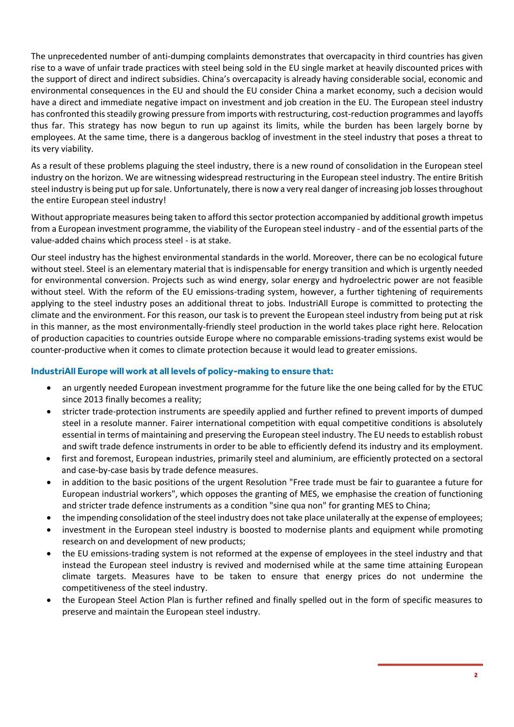The unprecedented number of anti-dumping complaints demonstrates that overcapacity in third countries has given rise to a wave of unfair trade practices with steel being sold in the EU single market at heavily discounted prices with the support of direct and indirect subsidies. China's overcapacity is already having considerable social, economic and environmental consequences in the EU and should the EU consider China a market economy, such a decision would have a direct and immediate negative impact on investment and job creation in the EU. The European steel industry has confronted this steadily growing pressure from imports with restructuring, cost-reduction programmes and layoffs thus far. This strategy has now begun to run up against its limits, while the burden has been largely borne by employees. At the same time, there is a dangerous backlog of investment in the steel industry that poses a threat to its very viability.

As a result of these problems plaguing the steel industry, there is a new round of consolidation in the European steel industry on the horizon. We are witnessing widespread restructuring in the European steel industry. The entire British steel industry is being put up for sale. Unfortunately, there is now a very real danger of increasing job losses throughout the entire European steel industry!

Without appropriate measures being taken to afford this sector protection accompanied by additional growth impetus from a European investment programme, the viability of the European steel industry - and of the essential parts of the value-added chains which process steel - is at stake.

Our steel industry has the highest environmental standards in the world. Moreover, there can be no ecological future without steel. Steel is an elementary material that is indispensable for energy transition and which is urgently needed for environmental conversion. Projects such as wind energy, solar energy and hydroelectric power are not feasible without steel. With the reform of the EU emissions-trading system, however, a further tightening of requirements applying to the steel industry poses an additional threat to jobs. IndustriAll Europe is committed to protecting the climate and the environment. For this reason, our task is to prevent the European steel industry from being put at risk in this manner, as the most environmentally-friendly steel production in the world takes place right here. Relocation of production capacities to countries outside Europe where no comparable emissions-trading systems exist would be counter-productive when it comes to climate protection because it would lead to greater emissions.

### IndustriAll Europe will work at all levels of policy-making to ensure that:

- an urgently needed European investment programme for the future like the one being called for by the ETUC since 2013 finally becomes a reality;
- stricter trade-protection instruments are speedily applied and further refined to prevent imports of dumped steel in a resolute manner. Fairer international competition with equal competitive conditions is absolutely essential in terms of maintaining and preserving the European steel industry. The EU needs to establish robust and swift trade defence instruments in order to be able to efficiently defend its industry and its employment.
- first and foremost, European industries, primarily steel and aluminium, are efficiently protected on a sectoral and case-by-case basis by trade defence measures.
- in addition to the basic positions of the urgent Resolution "Free trade must be fair to guarantee a future for European industrial workers", which opposes the granting of MES, we emphasise the creation of functioning and stricter trade defence instruments as a condition "sine qua non" for granting MES to China;
- the impending consolidation of the steel industry does not take place unilaterally at the expense of employees;
- investment in the European steel industry is boosted to modernise plants and equipment while promoting research on and development of new products;
- the EU emissions-trading system is not reformed at the expense of employees in the steel industry and that instead the European steel industry is revived and modernised while at the same time attaining European climate targets. Measures have to be taken to ensure that energy prices do not undermine the competitiveness of the steel industry.
- the European Steel Action Plan is further refined and finally spelled out in the form of specific measures to preserve and maintain the European steel industry.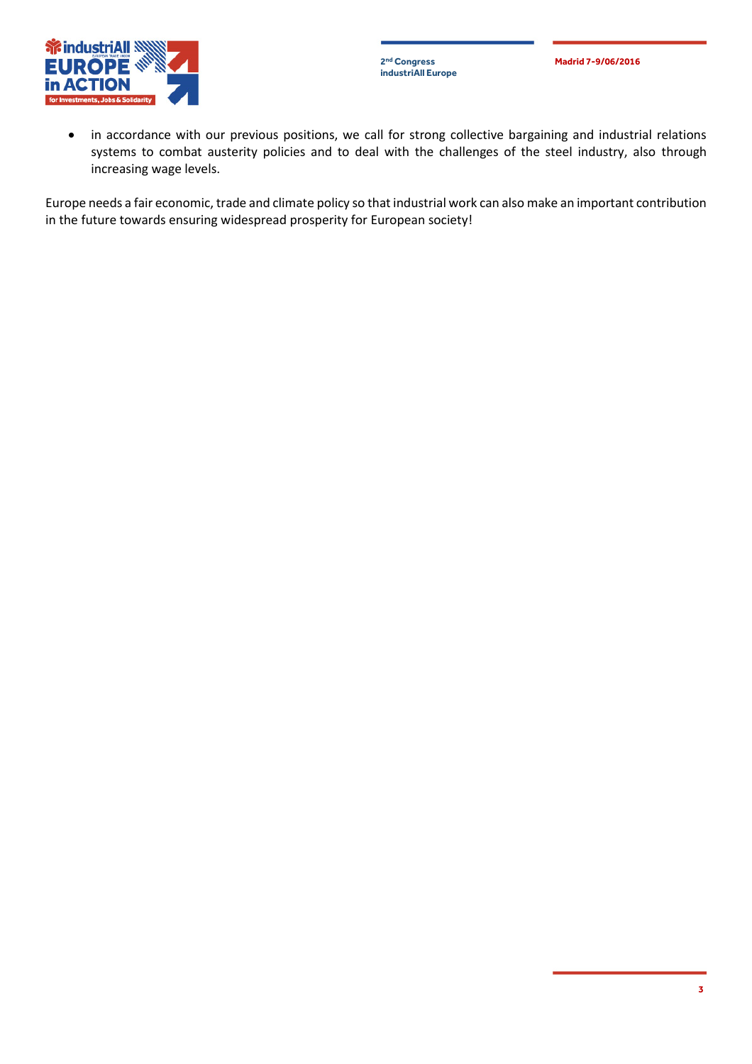- in accordance with our previous positions, we call for strong collective bargaining and industrial relations systems to combat austerity policies and to deal with the challenges of the steel industry, also through increasing wage levels.

Europe needs a fair economic, trade and climate policy so that industrial work can also make an important contribution in the future towards ensuring widespread prosperity for European society!